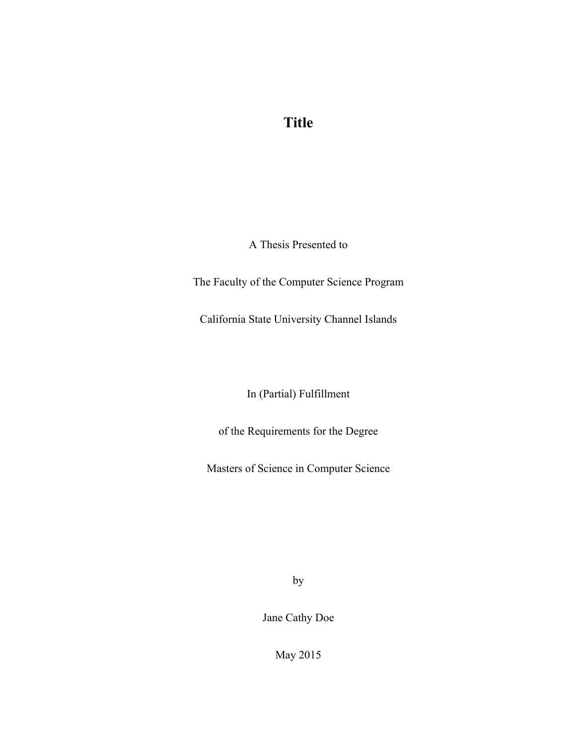# Title

A Thesis Presented to

The Faculty of the Computer Science Program

California State University Channel Islands

In (Partial) Fulfillment

of the Requirements for the Degree

Masters of Science in Computer Science

by

Jane Cathy Doe

May 2015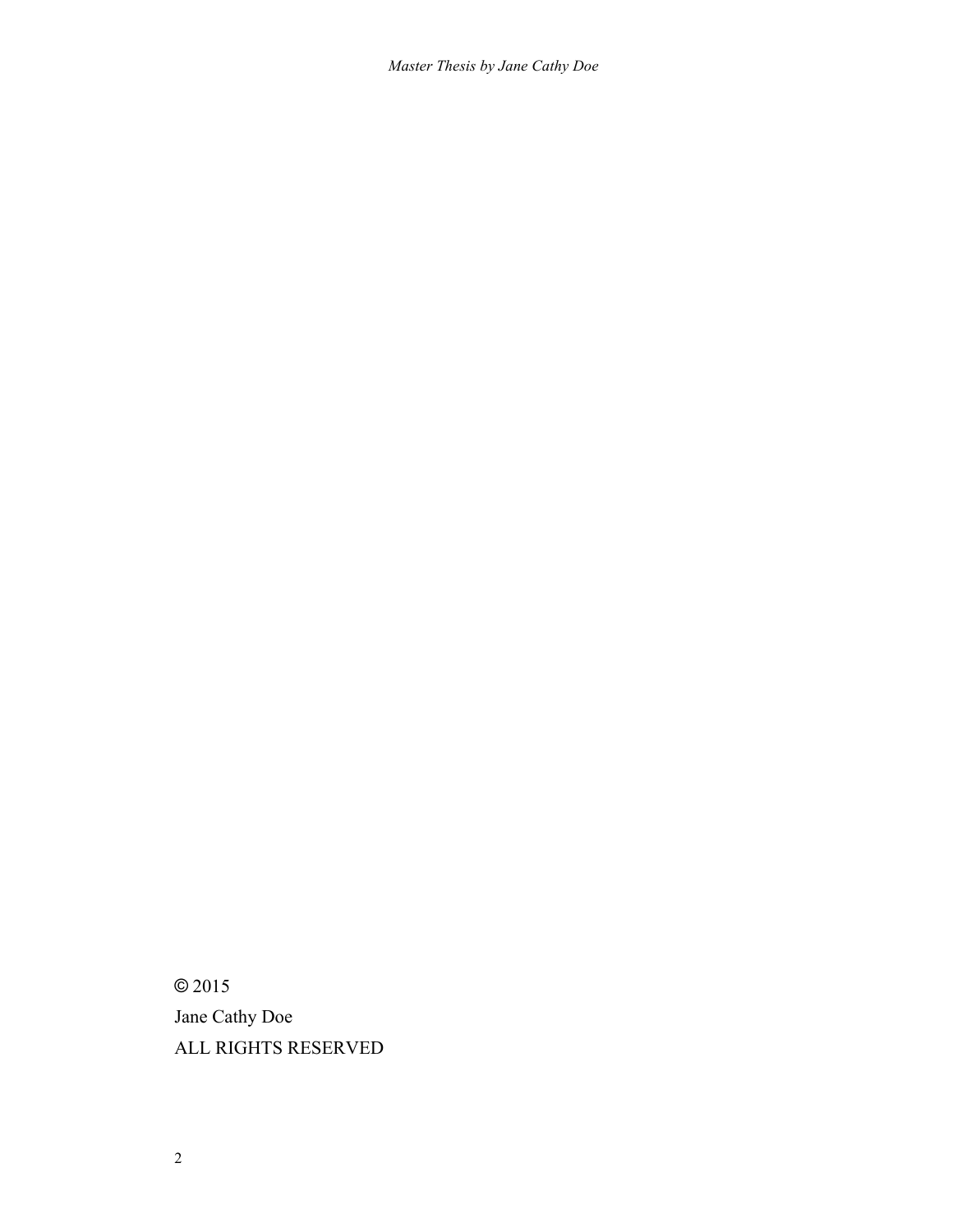© 2015

Jane Cathy Doe

ALL RIGHTS RESERVED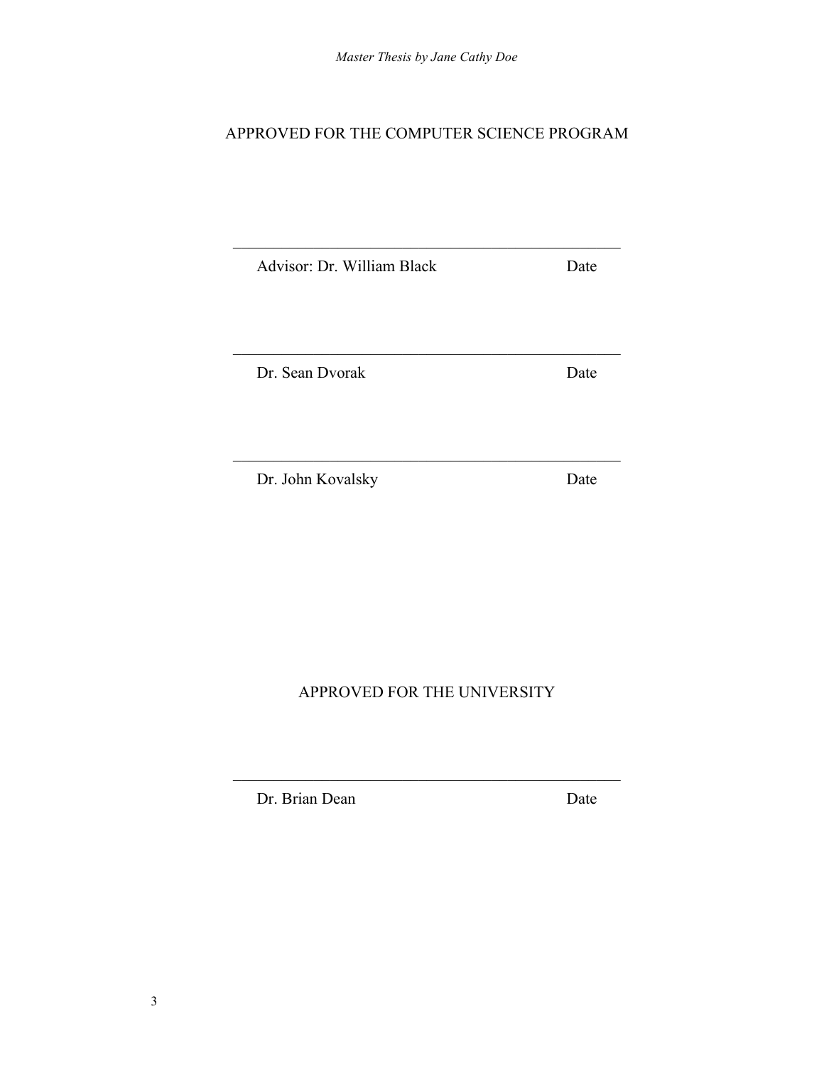APPROVED FOR THE COMPUTER SCIENCE PROGRAM

\_\_\_\_\_\_\_\_\_\_\_\_\_\_\_\_\_\_\_\_\_\_\_\_\_\_\_\_\_\_\_\_\_\_\_\_\_\_\_\_\_\_\_\_\_\_

Advisor: Dr. William Black Date

\_\_\_\_\_\_\_\_\_\_\_\_\_\_\_\_\_\_\_\_\_\_\_\_\_\_\_\_\_\_\_\_\_\_\_\_\_\_\_\_\_\_\_\_\_\_

Dr. Sean Dvorak Date

\_\_\_\_\_\_\_\_\_\_\_\_\_\_\_\_\_\_\_\_\_\_\_\_\_\_\_\_\_\_\_\_\_\_\_\_\_\_\_\_\_\_\_\_\_\_

Dr. John Kovalsky Date

APPROVED FOR THE UNIVERSITY

\_\_\_\_\_\_\_\_\_\_\_\_\_\_\_\_\_\_\_\_\_\_\_\_\_\_\_\_\_\_\_\_\_\_\_\_\_\_\_\_\_\_\_\_\_\_

Dr. Brian Dean Date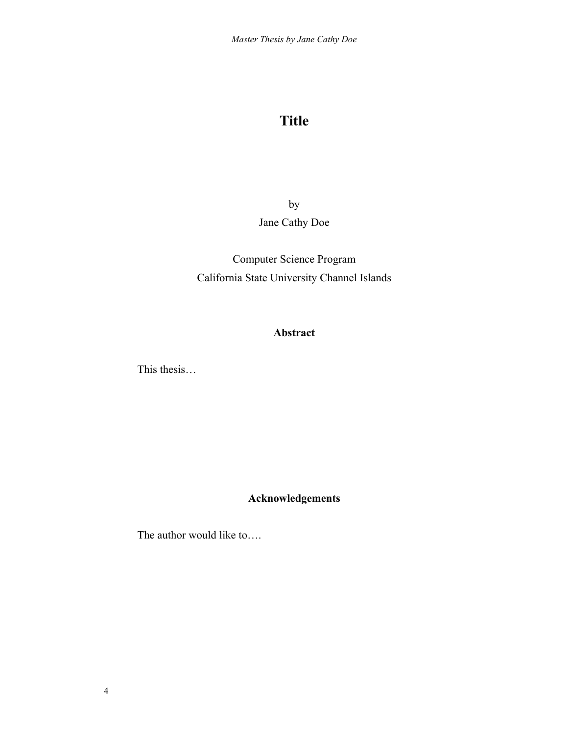# Title

by

Jane Cathy Doe

Computer Science Program

California State University Channel Islands

## Abstract

This thesis…

## Acknowledgements

The author would like to….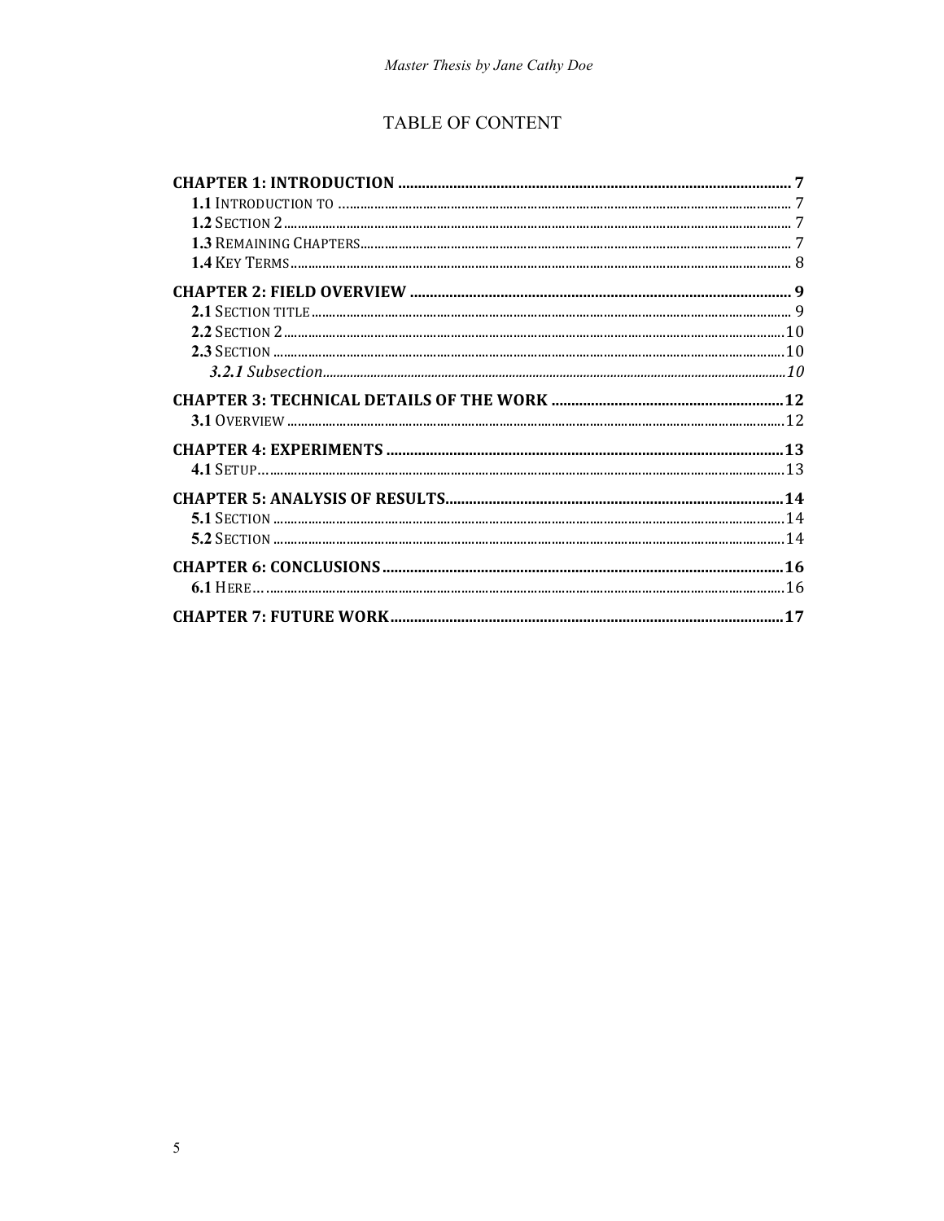# TABLE OF CONTENT

**CHAPTER 1: INTRODUCTION** .......... **7**
- **1.1** INTRODUCTION TO .......... 7
- **1.2** SECTION 2 .......... 7
- **1.3** REMAINING CHAPTERS .......... 7
- **1.4** KEY TERMS .......... 8

**CHAPTER 2: FIELD OVERVIEW** .......... **9**
- **2.1** SECTION TITLE .......... 9
- **2.2** SECTION 2 .......... 10
- **2.3** SECTION .......... 10
  - ***3.2.1*** *Subsection* .......... *10*

**CHAPTER 3: TECHNICAL DETAILS OF THE WORK** .......... **12**
- **3.1** OVERVIEW .......... 12

**CHAPTER 4: EXPERIMENTS** .......... **13**
- **4.1** SETUP… .......... 13

**CHAPTER 5: ANALYSIS OF RESULTS** .......... **14**
- **5.1** SECTION .......... 14
- **5.2** SECTION .......... 14

**CHAPTER 6: CONCLUSIONS** .......... **16**
- **6.1** HERE… .......... 16

**CHAPTER 7: FUTURE WORK** .......... **17**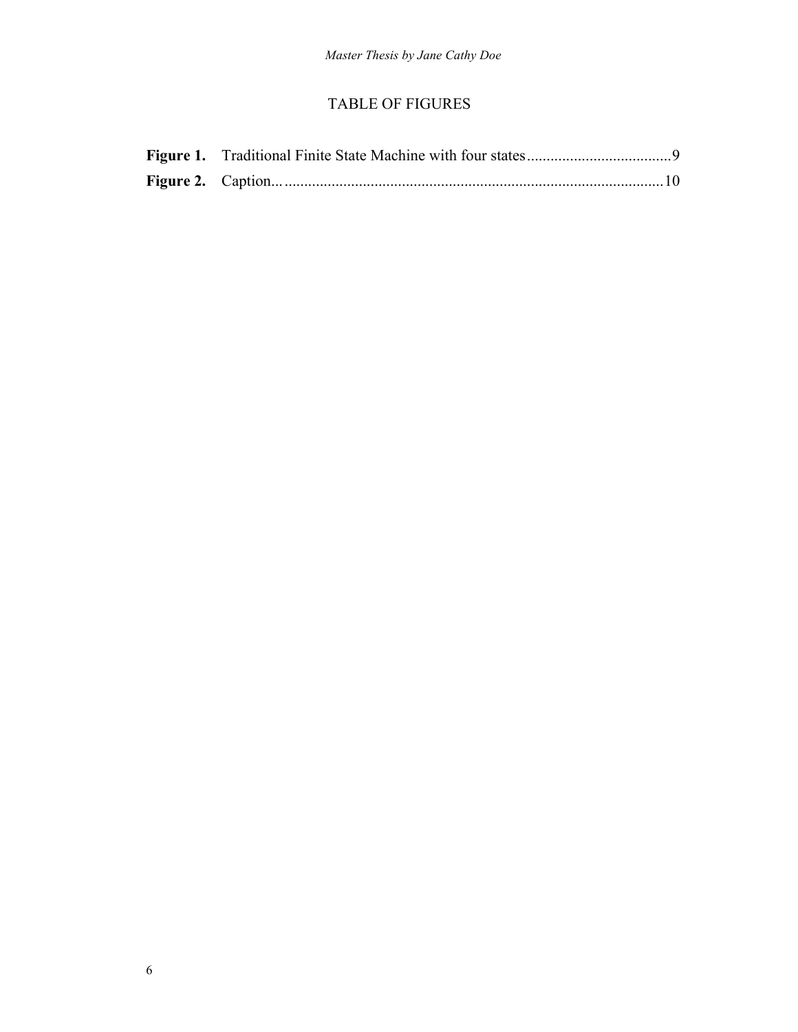# TABLE OF FIGURES

**Figure 1.** Traditional Finite State Machine with four states....................................9

**Figure 2.** Caption..................................................................................................10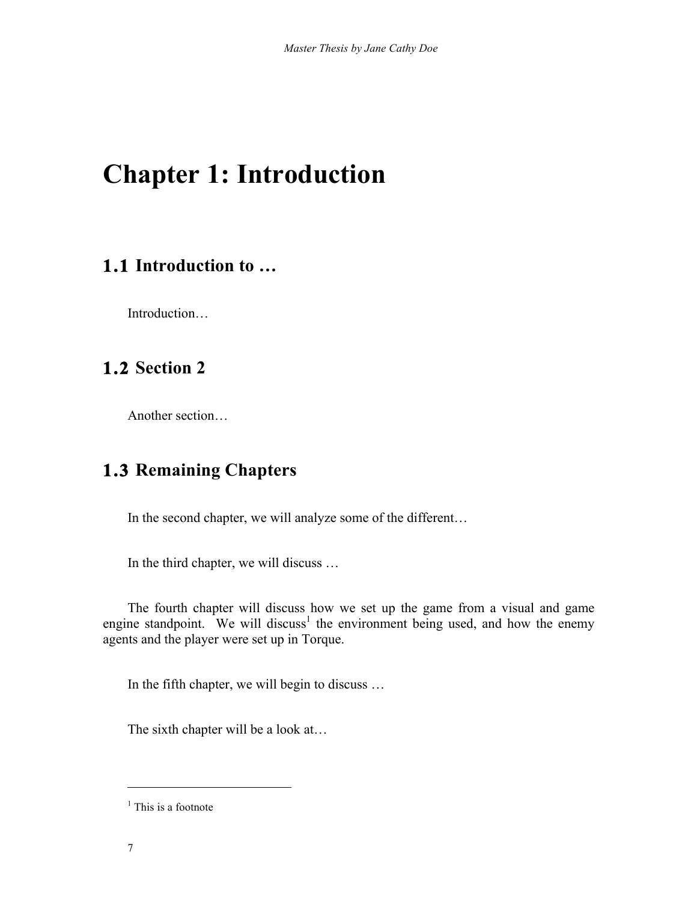# Chapter 1: Introduction

## 1.1 Introduction to …

Introduction…

## 1.2 Section 2

Another section…

## 1.3 Remaining Chapters

In the second chapter, we will analyze some of the different…

In the third chapter, we will discuss …

The fourth chapter will discuss how we set up the game from a visual and game engine standpoint. We will discuss[1] the environment being used, and how the enemy agents and the player were set up in Torque.

In the fifth chapter, we will begin to discuss …

The sixth chapter will be a look at…

---

[1] This is a footnote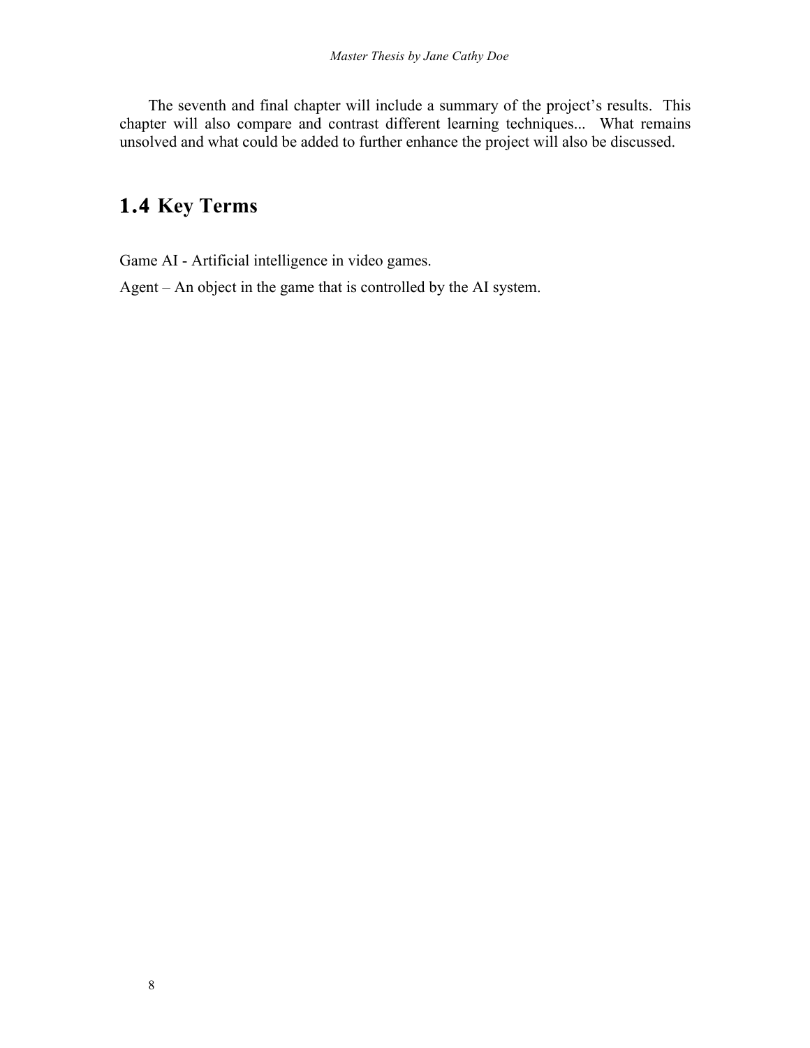The seventh and final chapter will include a summary of the project's results. This chapter will also compare and contrast different learning techniques... What remains unsolved and what could be added to further enhance the project will also be discussed.

## 1.4 Key Terms

Game AI - Artificial intelligence in video games.

Agent – An object in the game that is controlled by the AI system.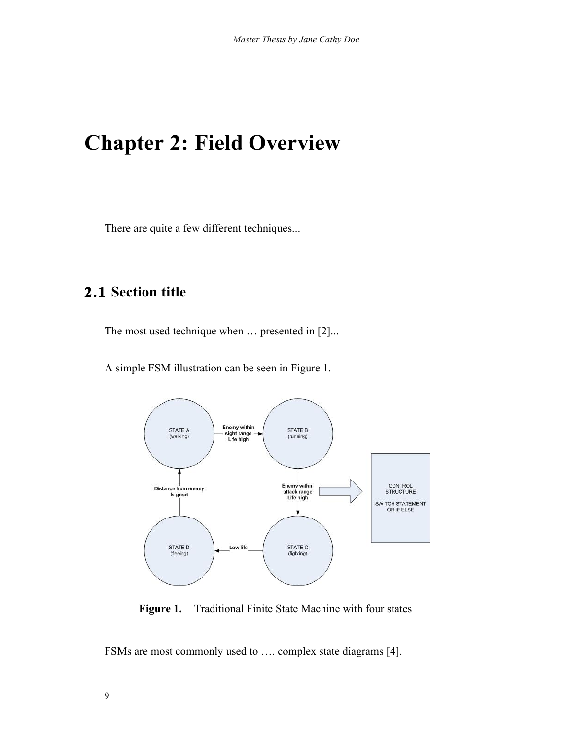# Chapter 2: Field Overview

There are quite a few different techniques...

## 2.1 Section title

The most used technique when … presented in [2]...

A simple FSM illustration can be seen in Figure 1.

**Figure 1.** Traditional Finite State Machine with four states

FSMs are most commonly used to …. complex state diagrams [4].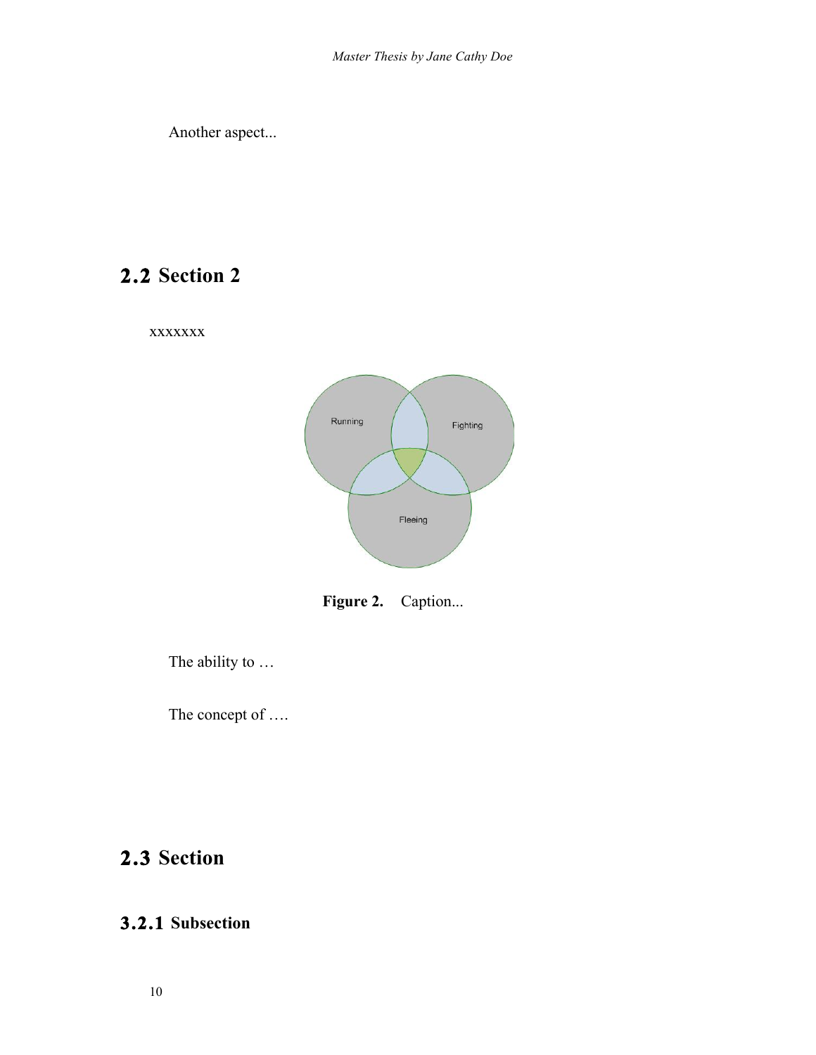Another aspect...

## 2.2 Section 2

xxxxxxx

**Figure 2.** Caption...

The ability to …

The concept of ….

## 2.3 Section

### 3.2.1 Subsection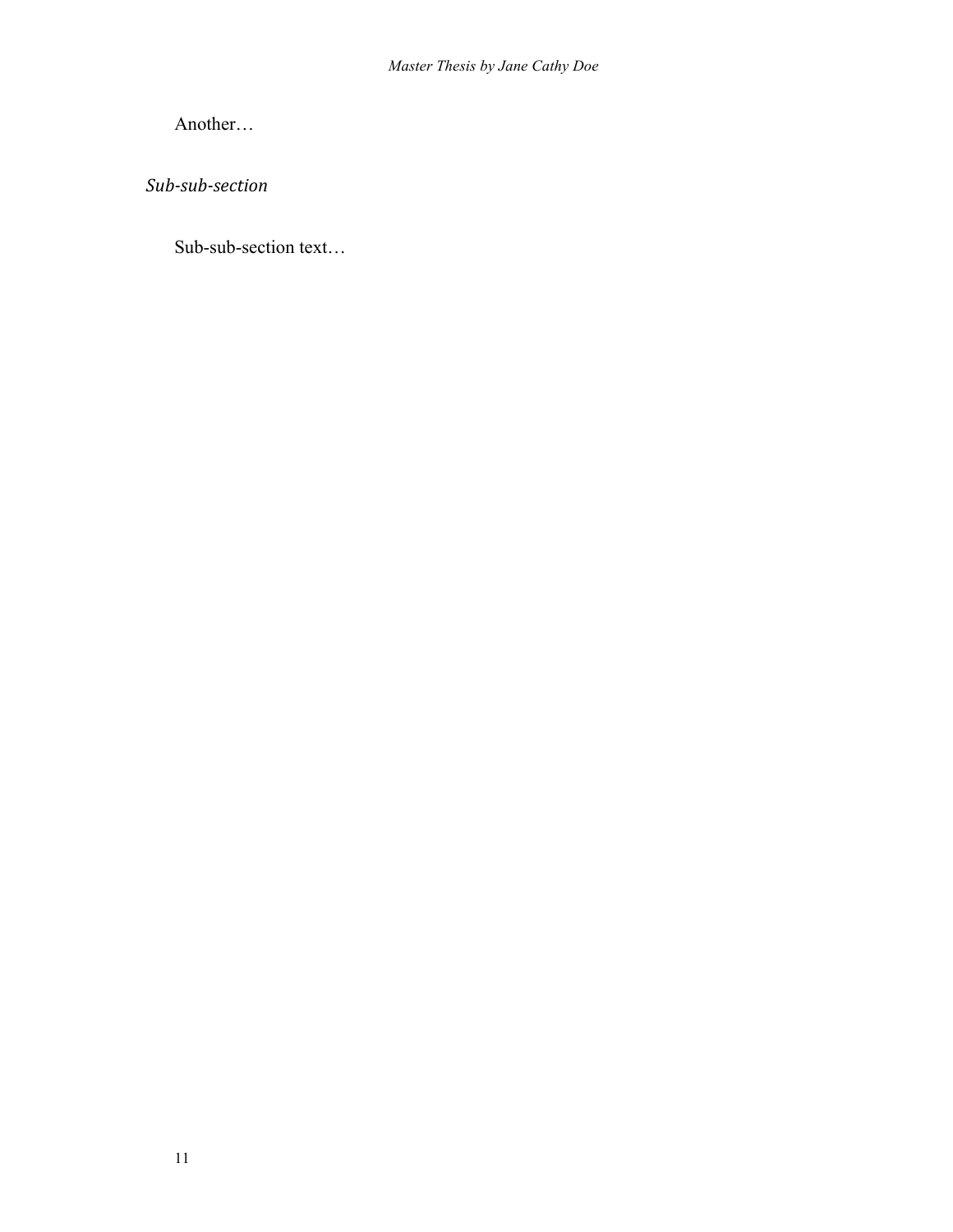Another…

#### *Sub-sub-section*

Sub-sub-section text…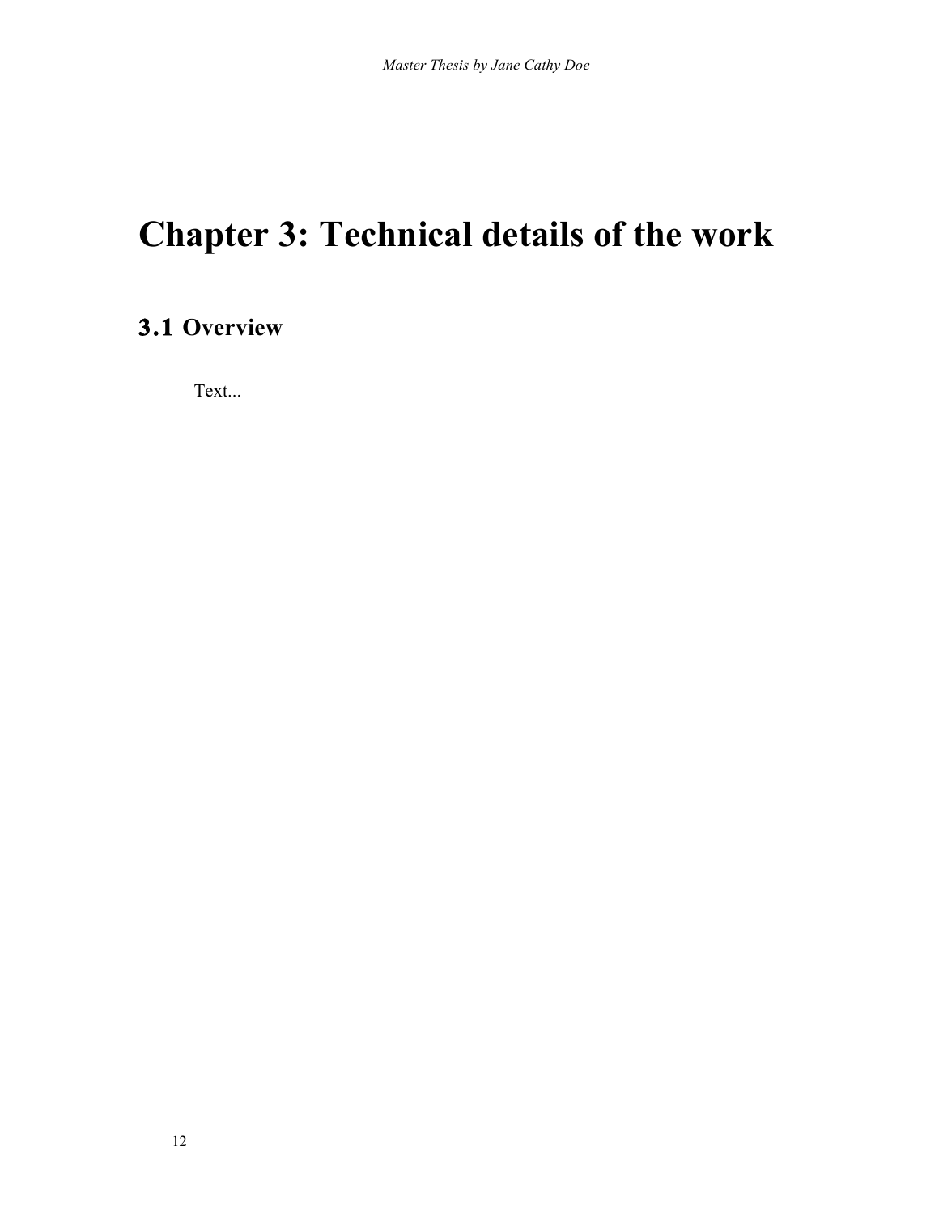# Chapter 3: Technical details of the work

## 3.1 Overview

Text...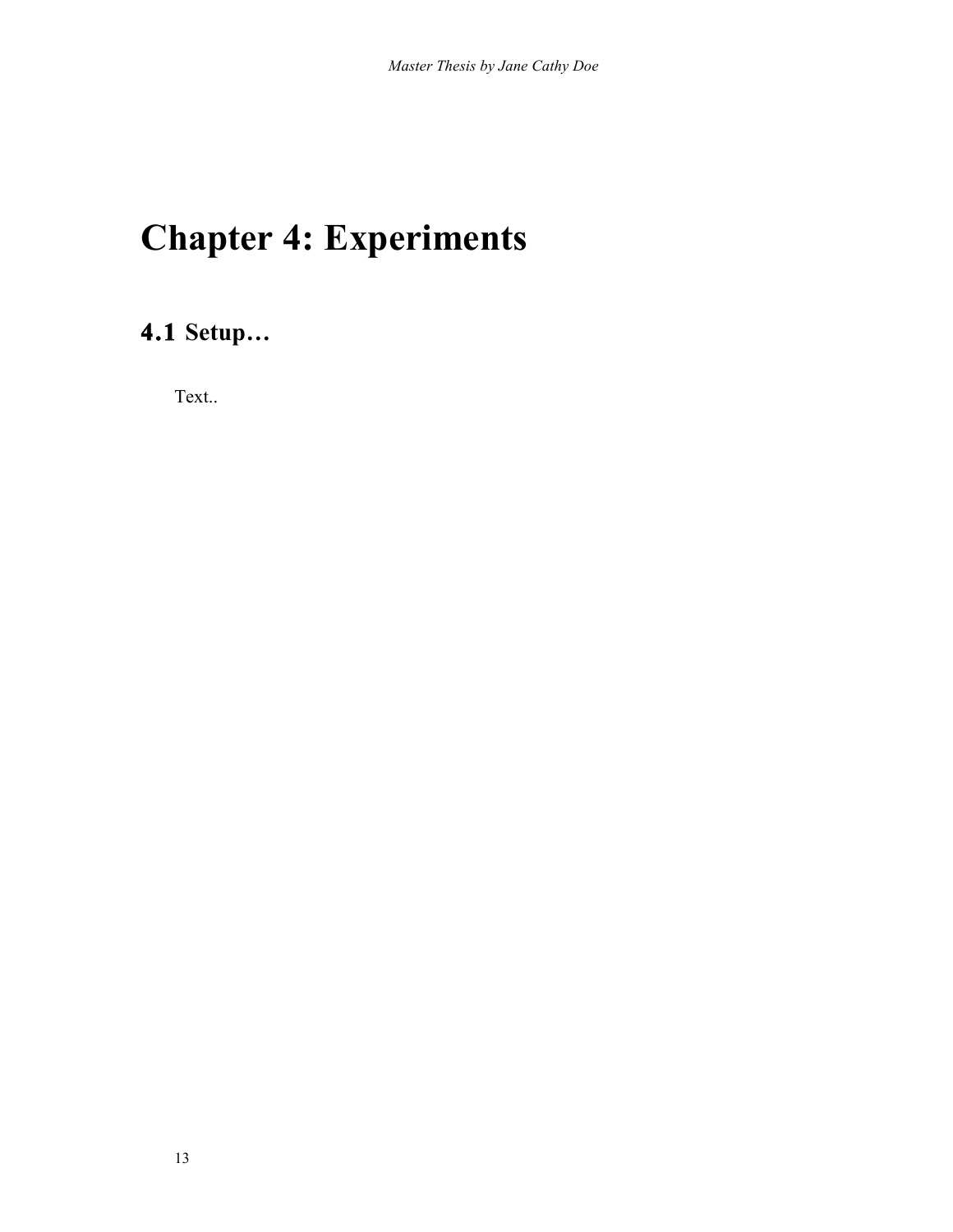# Chapter 4: Experiments

## 4.1 Setup…

Text..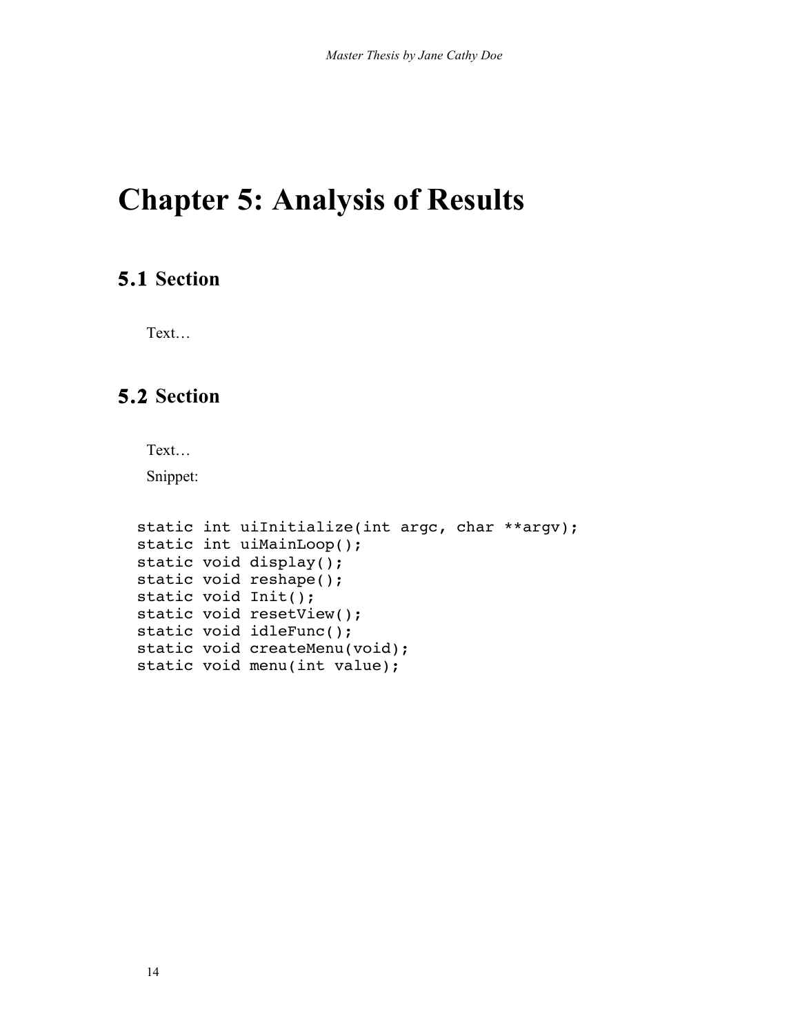# Chapter 5: Analysis of Results

## 5.1 Section

Text…

## 5.2 Section

Text…

Snippet:

```
static int uiInitialize(int argc, char **argv);
static int uiMainLoop();
static void display();
static void reshape();
static void Init();
static void resetView();
static void idleFunc();
static void createMenu(void);
static void menu(int value);
```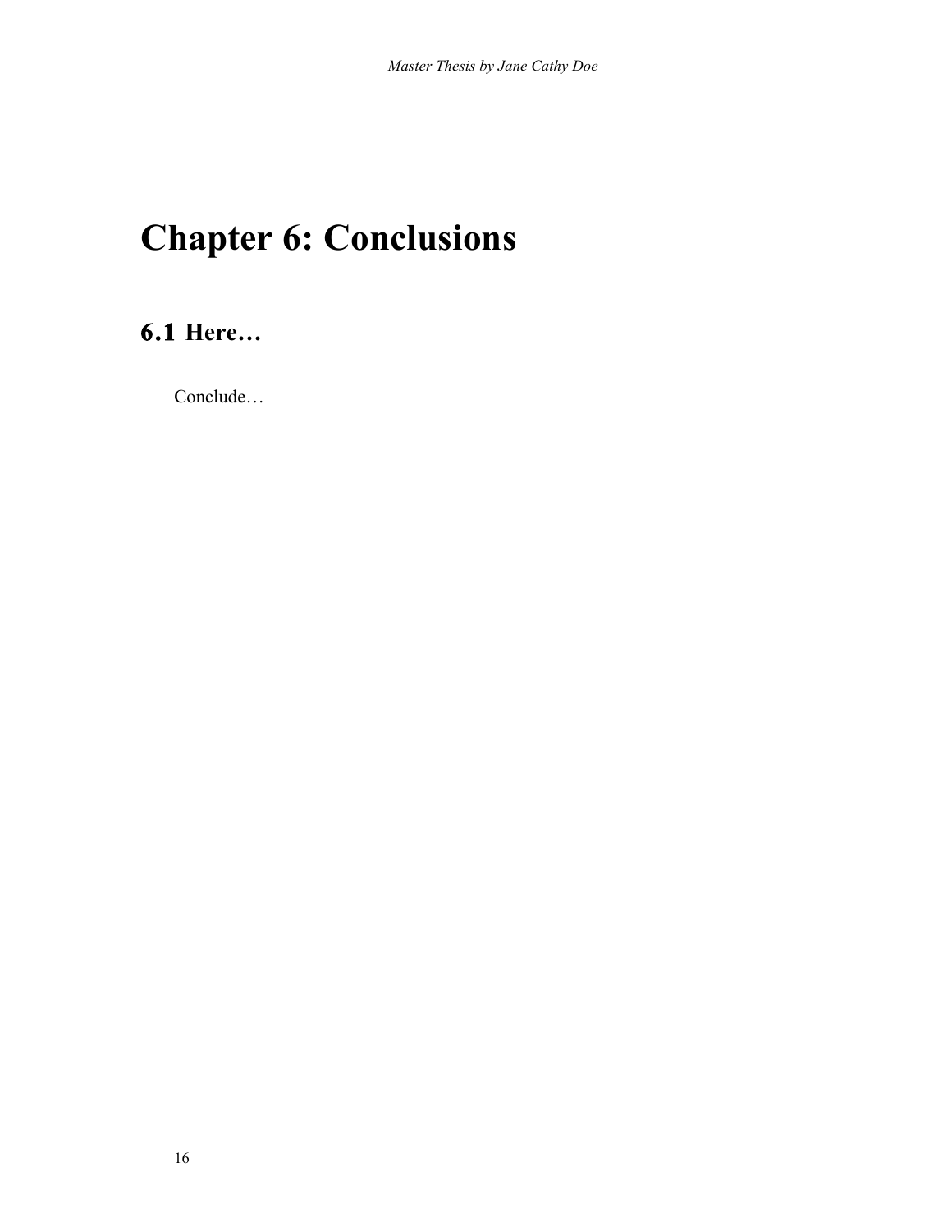# Chapter 6: Conclusions

## 6.1 Here…

Conclude…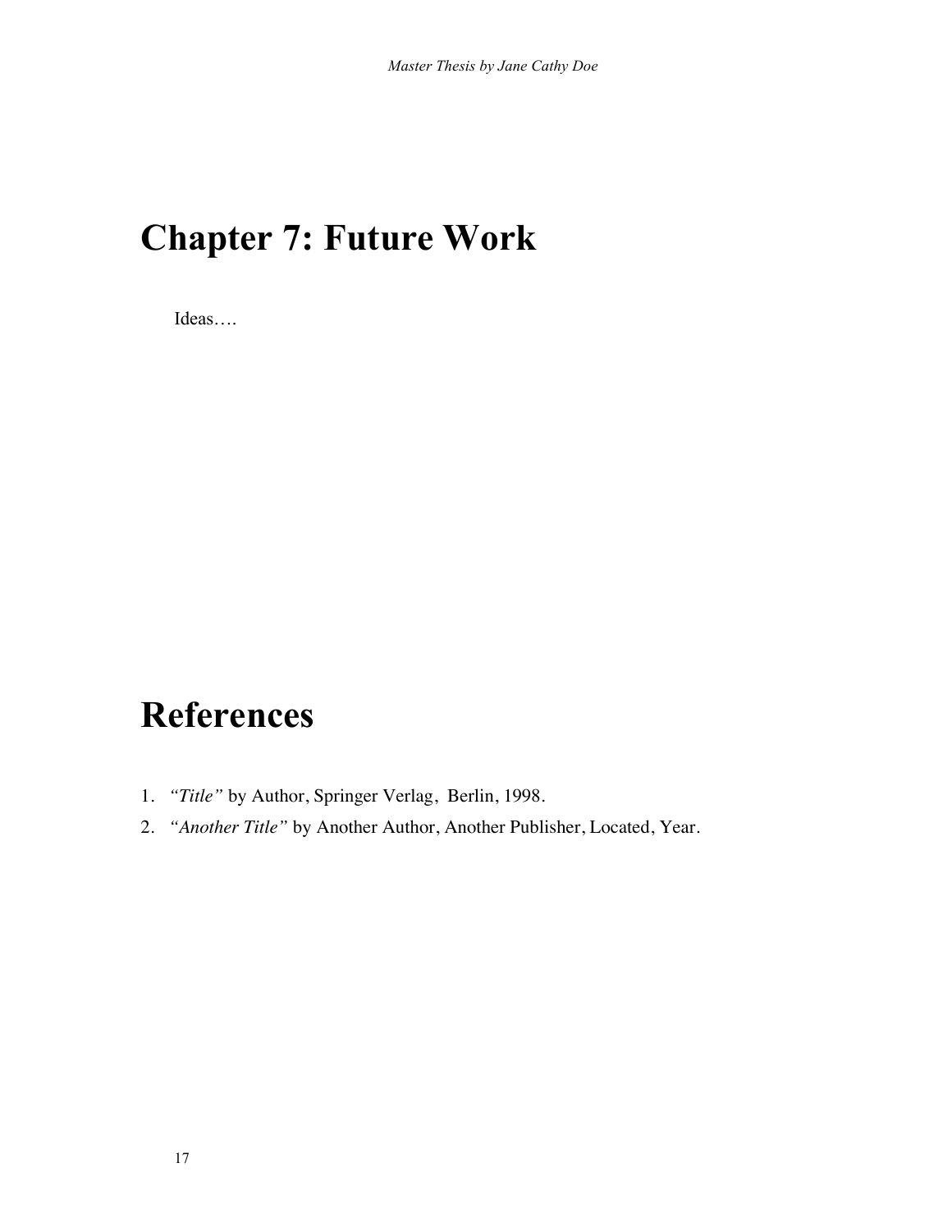# Chapter 7: Future Work

Ideas….

# References

1. *"Title"* by Author, Springer Verlag, Berlin, 1998.
2. *"Another Title"* by Another Author, Another Publisher, Located, Year.